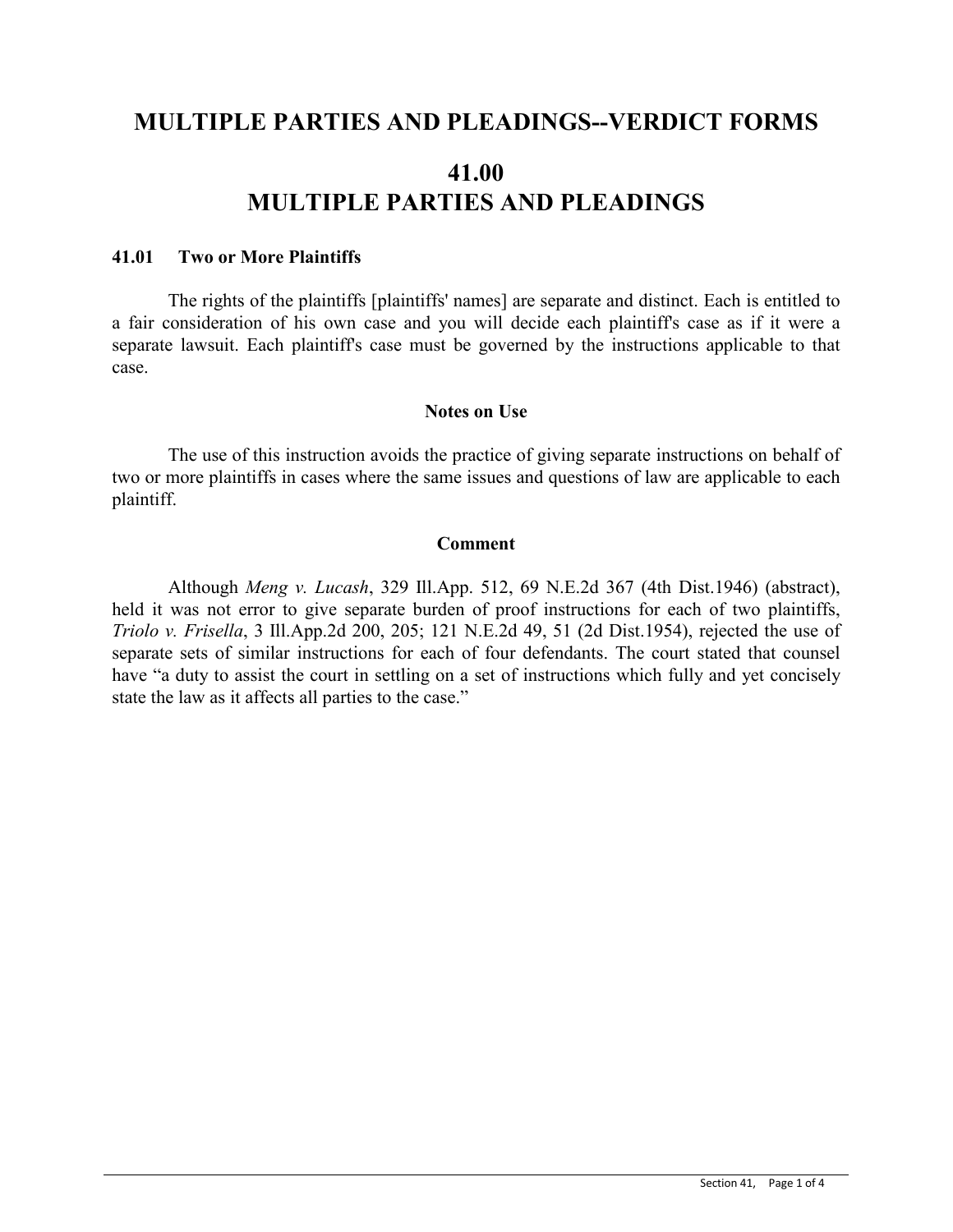# MULTIPLE PARTIES AND PLEADINGS--VERDICT FORMS

# 41.00
# MULTIPLE PARTIES AND PLEADINGS

### 41.01 Two or More Plaintiffs

The rights of the plaintiffs [plaintiffs' names] are separate and distinct. Each is entitled to a fair consideration of his own case and you will decide each plaintiff's case as if it were a separate lawsuit. Each plaintiff's case must be governed by the instructions applicable to that case.

#### Notes on Use

The use of this instruction avoids the practice of giving separate instructions on behalf of two or more plaintiffs in cases where the same issues and questions of law are applicable to each plaintiff.

#### Comment

Although *Meng v. Lucash*, 329 Ill.App. 512, 69 N.E.2d 367 (4th Dist.1946) (abstract), held it was not error to give separate burden of proof instructions for each of two plaintiffs, *Triolo v. Frisella*, 3 Ill.App.2d 200, 205; 121 N.E.2d 49, 51 (2d Dist.1954), rejected the use of separate sets of similar instructions for each of four defendants. The court stated that counsel have "a duty to assist the court in settling on a set of instructions which fully and yet concisely state the law as it affects all parties to the case."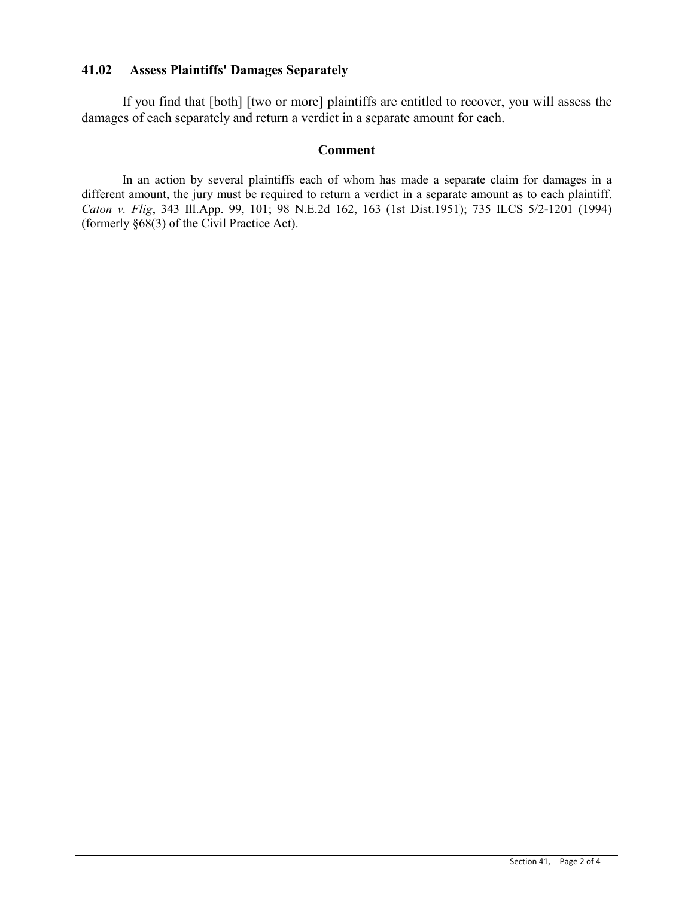## 41.02 Assess Plaintiffs' Damages Separately

If you find that [both] [two or more] plaintiffs are entitled to recover, you will assess the damages of each separately and return a verdict in a separate amount for each.

### Comment

In an action by several plaintiffs each of whom has made a separate claim for damages in a different amount, the jury must be required to return a verdict in a separate amount as to each plaintiff. *Caton v. Flig*, 343 Ill.App. 99, 101; 98 N.E.2d 162, 163 (1st Dist.1951); 735 ILCS 5/2-1201 (1994) (formerly §68(3) of the Civil Practice Act).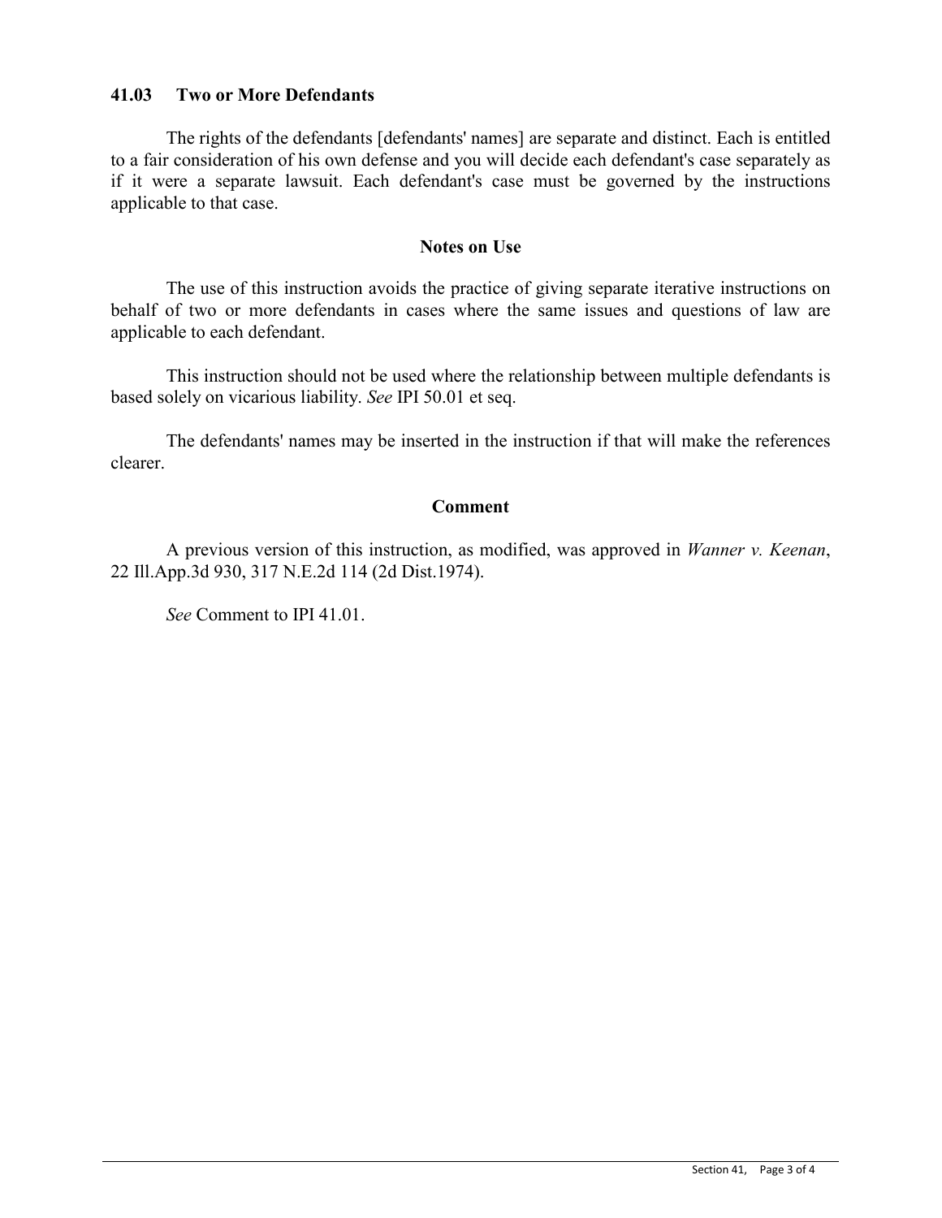## 41.03 Two or More Defendants

The rights of the defendants [defendants' names] are separate and distinct. Each is entitled to a fair consideration of his own defense and you will decide each defendant's case separately as if it were a separate lawsuit. Each defendant's case must be governed by the instructions applicable to that case.

### Notes on Use

The use of this instruction avoids the practice of giving separate iterative instructions on behalf of two or more defendants in cases where the same issues and questions of law are applicable to each defendant.

This instruction should not be used where the relationship between multiple defendants is based solely on vicarious liability. *See* IPI 50.01 et seq.

The defendants' names may be inserted in the instruction if that will make the references clearer.

### Comment

A previous version of this instruction, as modified, was approved in *Wanner v. Keenan*, 22 Ill.App.3d 930, 317 N.E.2d 114 (2d Dist.1974).

*See* Comment to IPI 41.01.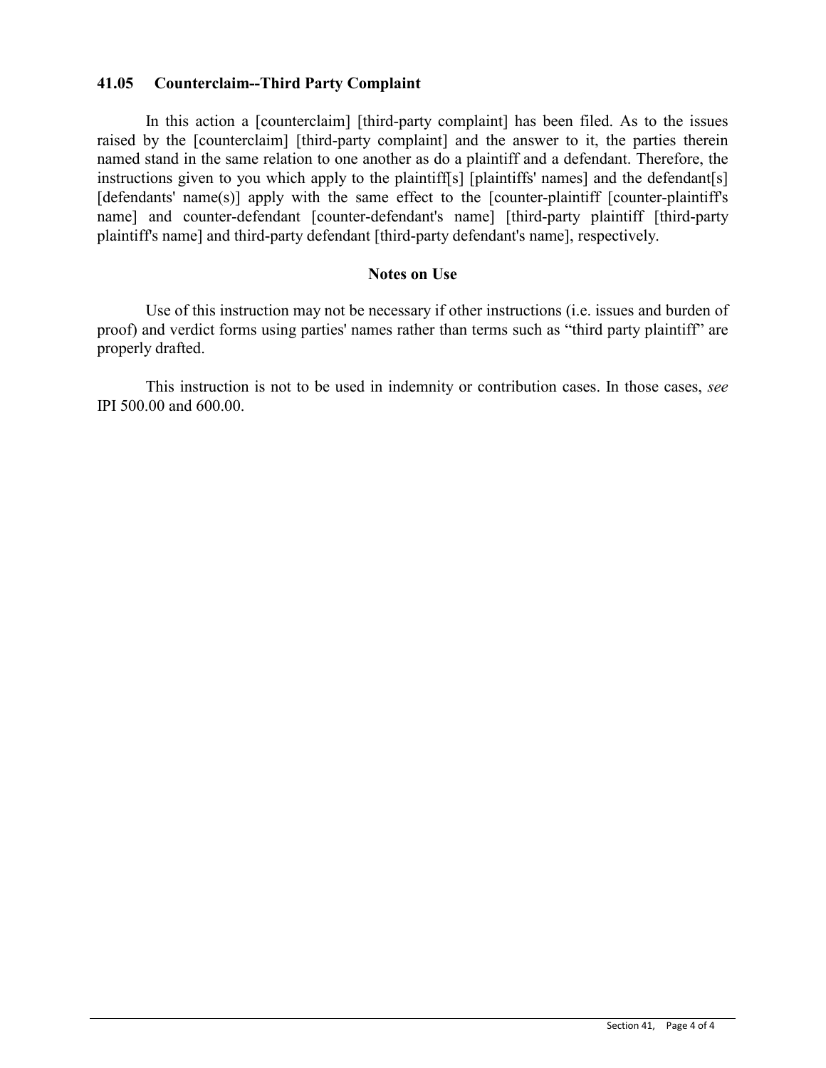### 41.05 Counterclaim--Third Party Complaint

In this action a [counterclaim] [third-party complaint] has been filed. As to the issues raised by the [counterclaim] [third-party complaint] and the answer to it, the parties therein named stand in the same relation to one another as do a plaintiff and a defendant. Therefore, the instructions given to you which apply to the plaintiff[s] [plaintiffs' names] and the defendant[s] [defendants' name(s)] apply with the same effect to the [counter-plaintiff [counter-plaintiff's name] and counter-defendant [counter-defendant's name] [third-party plaintiff [third-party plaintiff's name] and third-party defendant [third-party defendant's name], respectively.

#### Notes on Use

Use of this instruction may not be necessary if other instructions (i.e. issues and burden of proof) and verdict forms using parties' names rather than terms such as "third party plaintiff" are properly drafted.

This instruction is not to be used in indemnity or contribution cases. In those cases, *see* IPI 500.00 and 600.00.